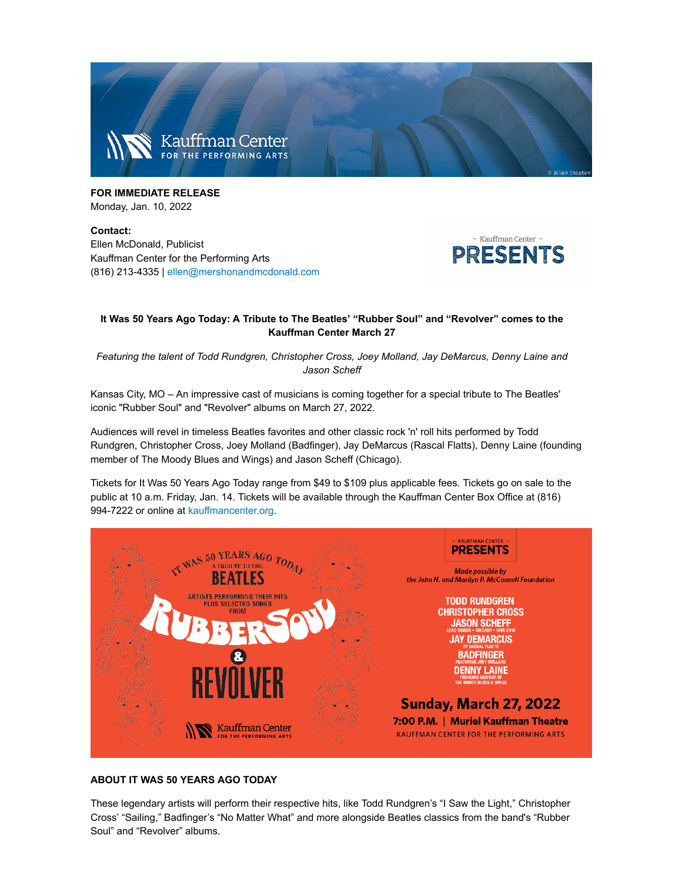**FOR IMMEDIATE RELEASE**
Monday, Jan. 10, 2022

**Contact:**
Ellen McDonald, Publicist
Kauffman Center for the Performing Arts
(816) 213-4335 | ellen@mershonandmcdonald.com

**It Was 50 Years Ago Today: A Tribute to The Beatles' "Rubber Soul" and "Revolver" comes to the Kauffman Center March 27**

*Featuring the talent of Todd Rundgren, Christopher Cross, Joey Molland, Jay DeMarcus, Denny Laine and Jason Scheff*

Kansas City, MO – An impressive cast of musicians is coming together for a special tribute to The Beatles' iconic "Rubber Soul" and "Revolver" albums on March 27, 2022.

Audiences will revel in timeless Beatles favorites and other classic rock 'n' roll hits performed by Todd Rundgren, Christopher Cross, Joey Molland (Badfinger), Jay DeMarcus (Rascal Flatts), Denny Laine (founding member of The Moody Blues and Wings) and Jason Scheff (Chicago).

Tickets for It Was 50 Years Ago Today range from $49 to $109 plus applicable fees. Tickets go on sale to the public at 10 a.m. Friday, Jan. 14. Tickets will be available through the Kauffman Center Box Office at (816) 994-7222 or online at kauffmancenter.org.

**ABOUT IT WAS 50 YEARS AGO TODAY**

These legendary artists will perform their respective hits, like Todd Rundgren's "I Saw the Light," Christopher Cross' "Sailing," Badfinger's "No Matter What" and more alongside Beatles classics from the band's "Rubber Soul" and "Revolver" albums.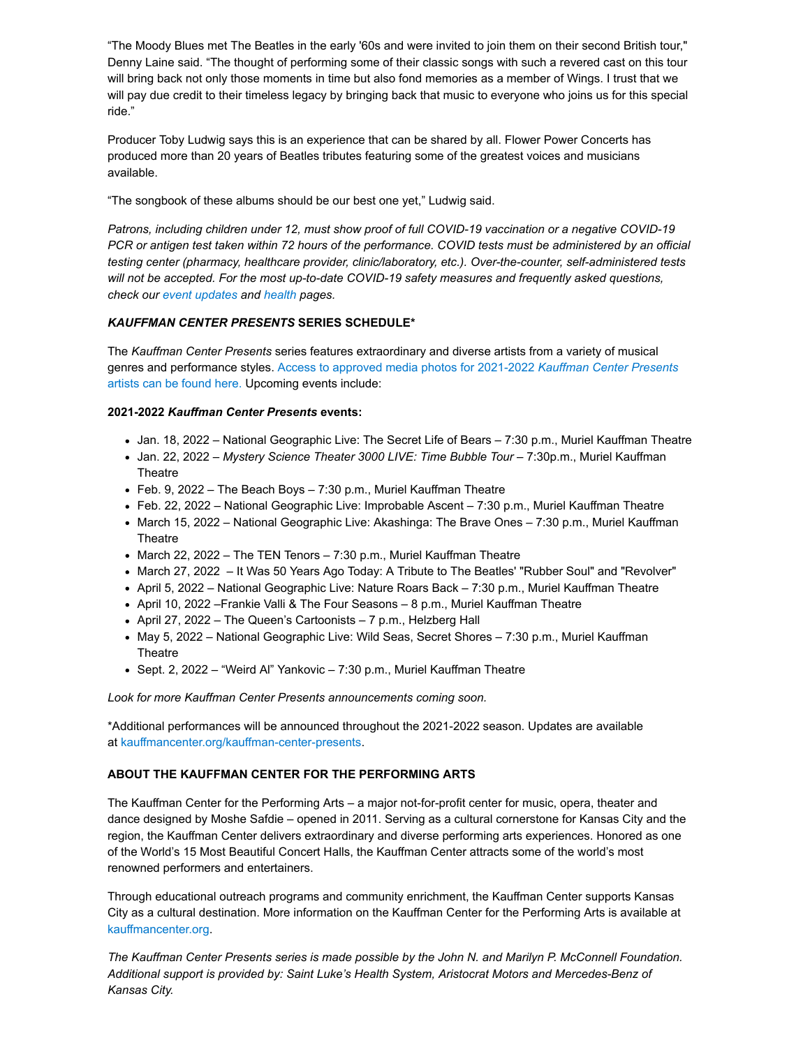“The Moody Blues met The Beatles in the early '60s and were invited to join them on their second British tour," Denny Laine said. “The thought of performing some of their classic songs with such a revered cast on this tour will bring back not only those moments in time but also fond memories as a member of Wings. I trust that we will pay due credit to their timeless legacy by bringing back that music to everyone who joins us for this special ride.”

Producer Toby Ludwig says this is an experience that can be shared by all. Flower Power Concerts has produced more than 20 years of Beatles tributes featuring some of the greatest voices and musicians available.

“The songbook of these albums should be our best one yet,” Ludwig said.

*Patrons, including children under 12, must show proof of full COVID-19 vaccination or a negative COVID-19 PCR or antigen test taken within 72 hours of the performance. COVID tests must be administered by an official testing center (pharmacy, healthcare provider, clinic/laboratory, etc.). Over-the-counter, self-administered tests will not be accepted. For the most up-to-date COVID-19 safety measures and frequently asked questions, check our event updates and health pages.*

### *KAUFFMAN CENTER PRESENTS* SERIES SCHEDULE*

The *Kauffman Center Presents* series features extraordinary and diverse artists from a variety of musical genres and performance styles. Access to approved media photos for 2021-2022 *Kauffman Center Presents* artists can be found here. Upcoming events include:

**2021-2022 *Kauffman Center Presents* events:**

- Jan. 18, 2022 – National Geographic Live: The Secret Life of Bears – 7:30 p.m., Muriel Kauffman Theatre
- Jan. 22, 2022 – *Mystery Science Theater 3000 LIVE: Time Bubble Tour* – 7:30p.m., Muriel Kauffman Theatre
- Feb. 9, 2022 – The Beach Boys – 7:30 p.m., Muriel Kauffman Theatre
- Feb. 22, 2022 – National Geographic Live: Improbable Ascent – 7:30 p.m., Muriel Kauffman Theatre
- March 15, 2022 – National Geographic Live: Akashinga: The Brave Ones – 7:30 p.m., Muriel Kauffman Theatre
- March 22, 2022 – The TEN Tenors – 7:30 p.m., Muriel Kauffman Theatre
- March 27, 2022 – It Was 50 Years Ago Today: A Tribute to The Beatles' "Rubber Soul" and "Revolver"
- April 5, 2022 – National Geographic Live: Nature Roars Back – 7:30 p.m., Muriel Kauffman Theatre
- April 10, 2022 –Frankie Valli & The Four Seasons – 8 p.m., Muriel Kauffman Theatre
- April 27, 2022 – The Queen’s Cartoonists – 7 p.m., Helzberg Hall
- May 5, 2022 – National Geographic Live: Wild Seas, Secret Shores – 7:30 p.m., Muriel Kauffman Theatre
- Sept. 2, 2022 – “Weird Al” Yankovic – 7:30 p.m., Muriel Kauffman Theatre

*Look for more Kauffman Center Presents announcements coming soon.*

*Additional performances will be announced throughout the 2021-2022 season. Updates are available at kauffmancenter.org/kauffman-center-presents.

### ABOUT THE KAUFFMAN CENTER FOR THE PERFORMING ARTS

The Kauffman Center for the Performing Arts – a major not-for-profit center for music, opera, theater and dance designed by Moshe Safdie – opened in 2011. Serving as a cultural cornerstone for Kansas City and the region, the Kauffman Center delivers extraordinary and diverse performing arts experiences. Honored as one of the World’s 15 Most Beautiful Concert Halls, the Kauffman Center attracts some of the world’s most renowned performers and entertainers.

Through educational outreach programs and community enrichment, the Kauffman Center supports Kansas City as a cultural destination. More information on the Kauffman Center for the Performing Arts is available at kauffmancenter.org.

*The Kauffman Center Presents series is made possible by the John N. and Marilyn P. McConnell Foundation. Additional support is provided by: Saint Luke’s Health System, Aristocrat Motors and Mercedes-Benz of Kansas City.*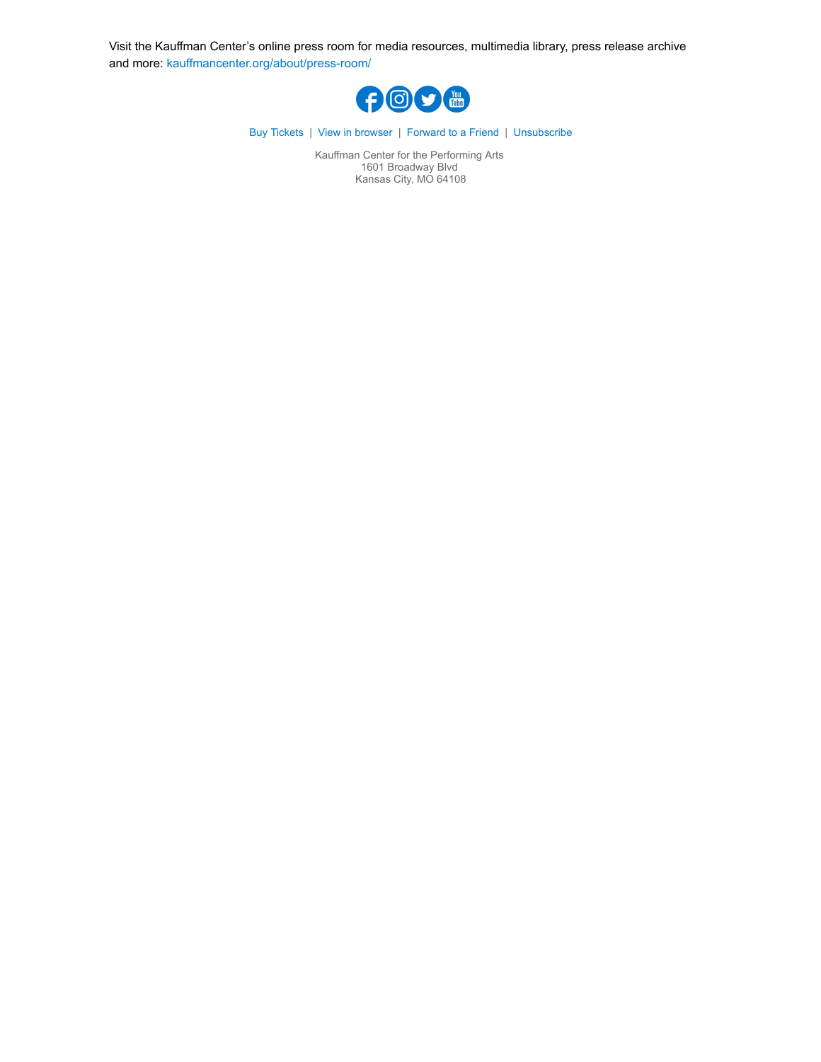Visit the Kauffman Center's online press room for media resources, multimedia library, press release archive and more: kauffmancenter.org/about/press-room/

Buy Tickets | View in browser | Forward to a Friend | Unsubscribe

Kauffman Center for the Performing Arts
1601 Broadway Blvd
Kansas City, MO 64108